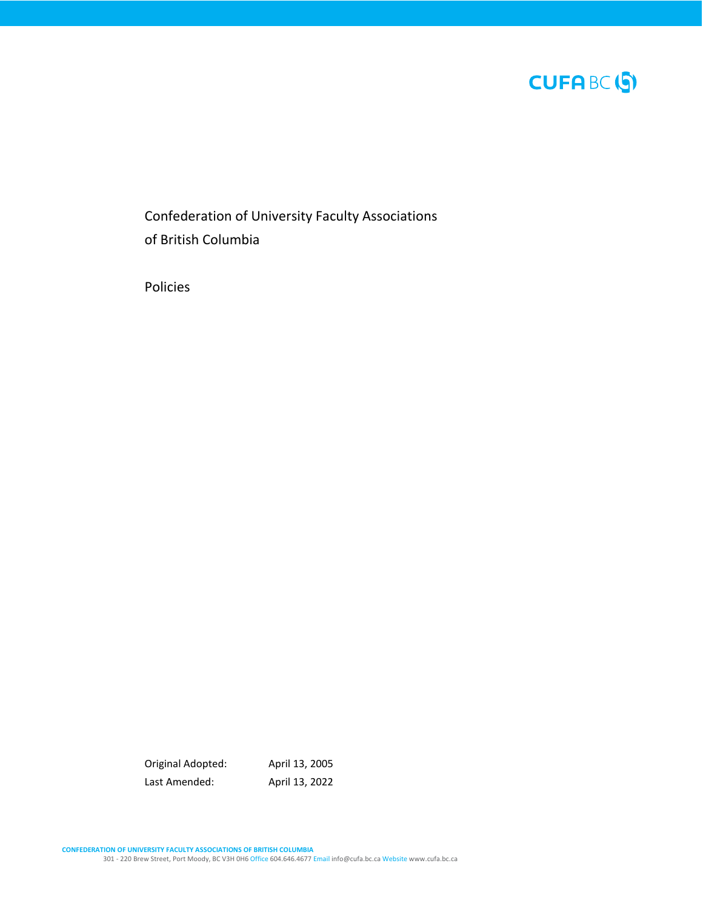CUFA BC

# Confederation of University Faculty Associations of British Columbia

## Policies

| | |
|---|---|
| Original Adopted: | April 13, 2005 |
| Last Amended: | April 13, 2022 |

CONFEDERATION OF UNIVERSITY FACULTY ASSOCIATIONS OF BRITISH COLUMBIA
301 - 220 Brew Street, Port Moody, BC V3H 0H6 Office 604.646.4677 Email info@cufa.bc.ca Website www.cufa.bc.ca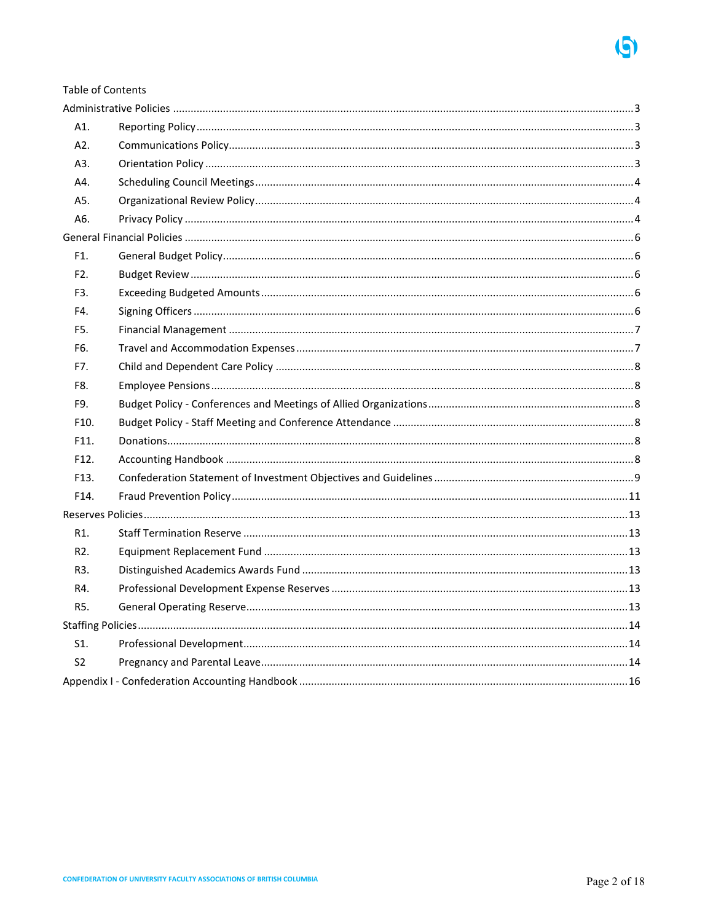Table of Contents

Administrative Policies ..... 3

- A1. Reporting Policy ..... 3
- A2. Communications Policy ..... 3
- A3. Orientation Policy ..... 3
- A4. Scheduling Council Meetings ..... 4
- A5. Organizational Review Policy ..... 4
- A6. Privacy Policy ..... 4

General Financial Policies ..... 6

- F1. General Budget Policy ..... 6
- F2. Budget Review ..... 6
- F3. Exceeding Budgeted Amounts ..... 6
- F4. Signing Officers ..... 6
- F5. Financial Management ..... 7
- F6. Travel and Accommodation Expenses ..... 7
- F7. Child and Dependent Care Policy ..... 8
- F8. Employee Pensions ..... 8
- F9. Budget Policy - Conferences and Meetings of Allied Organizations ..... 8
- F10. Budget Policy - Staff Meeting and Conference Attendance ..... 8
- F11. Donations ..... 8
- F12. Accounting Handbook ..... 8
- F13. Confederation Statement of Investment Objectives and Guidelines ..... 9
- F14. Fraud Prevention Policy ..... 11

Reserves Policies ..... 13

- R1. Staff Termination Reserve ..... 13
- R2. Equipment Replacement Fund ..... 13
- R3. Distinguished Academics Awards Fund ..... 13
- R4. Professional Development Expense Reserves ..... 13
- R5. General Operating Reserve ..... 13

Staffing Policies ..... 14

- S1. Professional Development ..... 14
- S2 Pregnancy and Parental Leave ..... 14

Appendix I - Confederation Accounting Handbook ..... 16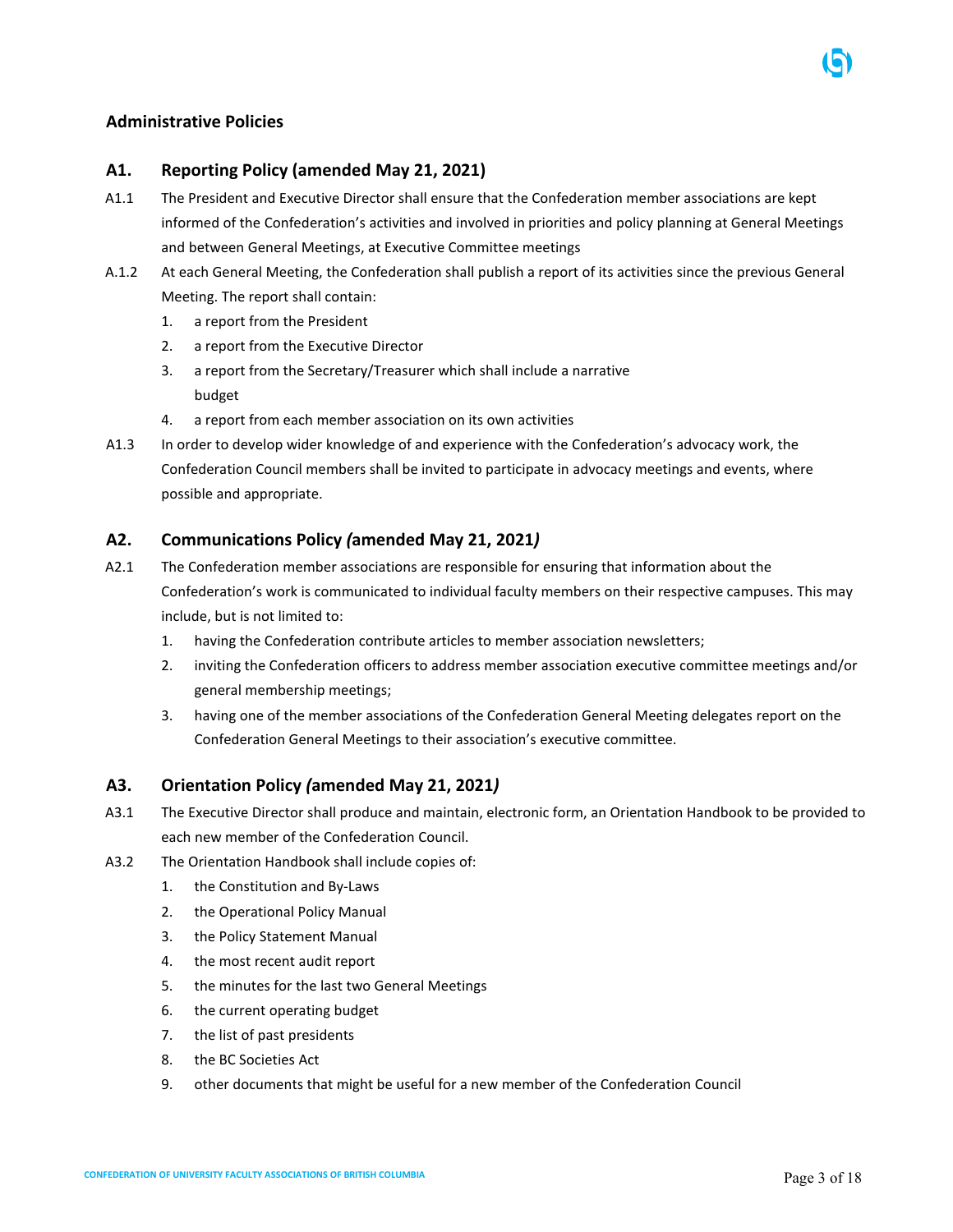## Administrative Policies

### A1. Reporting Policy (amended May 21, 2021)

A1.1 The President and Executive Director shall ensure that the Confederation member associations are kept informed of the Confederation's activities and involved in priorities and policy planning at General Meetings and between General Meetings, at Executive Committee meetings

A.1.2 At each General Meeting, the Confederation shall publish a report of its activities since the previous General Meeting. The report shall contain:

1. a report from the President
2. a report from the Executive Director
3. a report from the Secretary/Treasurer which shall include a narrative budget
4. a report from each member association on its own activities

A1.3 In order to develop wider knowledge of and experience with the Confederation's advocacy work, the Confederation Council members shall be invited to participate in advocacy meetings and events, where possible and appropriate.

### A2. Communications Policy *(*amended May 21, 2021*)*

A2.1 The Confederation member associations are responsible for ensuring that information about the Confederation's work is communicated to individual faculty members on their respective campuses. This may include, but is not limited to:

1. having the Confederation contribute articles to member association newsletters;
2. inviting the Confederation officers to address member association executive committee meetings and/or general membership meetings;
3. having one of the member associations of the Confederation General Meeting delegates report on the Confederation General Meetings to their association's executive committee.

### A3. Orientation Policy *(*amended May 21, 2021*)*

A3.1 The Executive Director shall produce and maintain, electronic form, an Orientation Handbook to be provided to each new member of the Confederation Council.

A3.2 The Orientation Handbook shall include copies of:

1. the Constitution and By-Laws
2. the Operational Policy Manual
3. the Policy Statement Manual
4. the most recent audit report
5. the minutes for the last two General Meetings
6. the current operating budget
7. the list of past presidents
8. the BC Societies Act
9. other documents that might be useful for a new member of the Confederation Council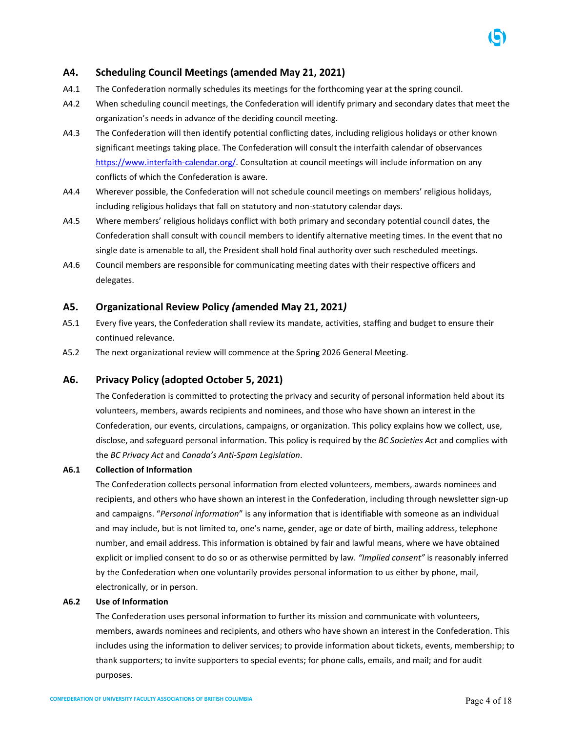## A4. Scheduling Council Meetings (amended May 21, 2021)

A4.1 The Confederation normally schedules its meetings for the forthcoming year at the spring council.

A4.2 When scheduling council meetings, the Confederation will identify primary and secondary dates that meet the organization's needs in advance of the deciding council meeting.

A4.3 The Confederation will then identify potential conflicting dates, including religious holidays or other known significant meetings taking place. The Confederation will consult the interfaith calendar of observances [https://www.interfaith-calendar.org/](https://www.interfaith-calendar.org/). Consultation at council meetings will include information on any conflicts of which the Confederation is aware.

A4.4 Wherever possible, the Confederation will not schedule council meetings on members' religious holidays, including religious holidays that fall on statutory and non-statutory calendar days.

A4.5 Where members' religious holidays conflict with both primary and secondary potential council dates, the Confederation shall consult with council members to identify alternative meeting times. In the event that no single date is amenable to all, the President shall hold final authority over such rescheduled meetings.

A4.6 Council members are responsible for communicating meeting dates with their respective officers and delegates.

## A5. Organizational Review Policy *(*amended May 21, 2021*)*

A5.1 Every five years, the Confederation shall review its mandate, activities, staffing and budget to ensure their continued relevance.

A5.2 The next organizational review will commence at the Spring 2026 General Meeting.

## A6. Privacy Policy (adopted October 5, 2021)

The Confederation is committed to protecting the privacy and security of personal information held about its volunteers, members, awards recipients and nominees, and those who have shown an interest in the Confederation, our events, circulations, campaigns, or organization. This policy explains how we collect, use, disclose, and safeguard personal information. This policy is required by the *BC Societies Act* and complies with the *BC Privacy Act* and *Canada's Anti-Spam Legislation*.

**A6.1 Collection of Information**

The Confederation collects personal information from elected volunteers, members, awards nominees and recipients, and others who have shown an interest in the Confederation, including through newsletter sign-up and campaigns. "*Personal information*" is any information that is identifiable with someone as an individual and may include, but is not limited to, one's name, gender, age or date of birth, mailing address, telephone number, and email address. This information is obtained by fair and lawful means, where we have obtained explicit or implied consent to do so or as otherwise permitted by law. *"Implied consent"* is reasonably inferred by the Confederation when one voluntarily provides personal information to us either by phone, mail, electronically, or in person.

**A6.2 Use of Information**

The Confederation uses personal information to further its mission and communicate with volunteers, members, awards nominees and recipients, and others who have shown an interest in the Confederation. This includes using the information to deliver services; to provide information about tickets, events, membership; to thank supporters; to invite supporters to special events; for phone calls, emails, and mail; and for audit purposes.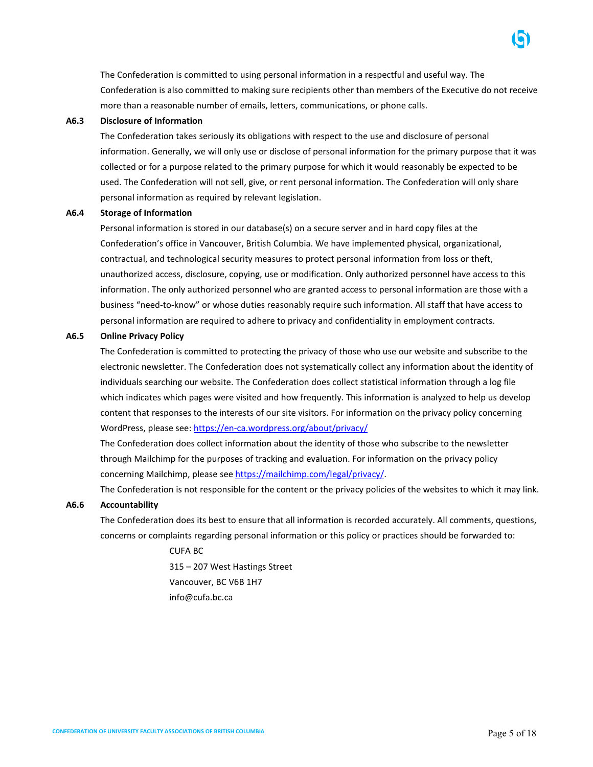The Confederation is committed to using personal information in a respectful and useful way. The Confederation is also committed to making sure recipients other than members of the Executive do not receive more than a reasonable number of emails, letters, communications, or phone calls.

**A6.3 Disclosure of Information**

The Confederation takes seriously its obligations with respect to the use and disclosure of personal information. Generally, we will only use or disclose of personal information for the primary purpose that it was collected or for a purpose related to the primary purpose for which it would reasonably be expected to be used. The Confederation will not sell, give, or rent personal information. The Confederation will only share personal information as required by relevant legislation.

**A6.4 Storage of Information**

Personal information is stored in our database(s) on a secure server and in hard copy files at the Confederation's office in Vancouver, British Columbia. We have implemented physical, organizational, contractual, and technological security measures to protect personal information from loss or theft, unauthorized access, disclosure, copying, use or modification. Only authorized personnel have access to this information. The only authorized personnel who are granted access to personal information are those with a business "need-to-know" or whose duties reasonably require such information. All staff that have access to personal information are required to adhere to privacy and confidentiality in employment contracts.

**A6.5 Online Privacy Policy**

The Confederation is committed to protecting the privacy of those who use our website and subscribe to the electronic newsletter. The Confederation does not systematically collect any information about the identity of individuals searching our website. The Confederation does collect statistical information through a log file which indicates which pages were visited and how frequently. This information is analyzed to help us develop content that responses to the interests of our site visitors. For information on the privacy policy concerning WordPress, please see: https://en-ca.wordpress.org/about/privacy/

The Confederation does collect information about the identity of those who subscribe to the newsletter through Mailchimp for the purposes of tracking and evaluation. For information on the privacy policy concerning Mailchimp, please see https://mailchimp.com/legal/privacy/.

The Confederation is not responsible for the content or the privacy policies of the websites to which it may link.

**A6.6 Accountability**

The Confederation does its best to ensure that all information is recorded accurately. All comments, questions, concerns or complaints regarding personal information or this policy or practices should be forwarded to:

CUFA BC
315 – 207 West Hastings Street
Vancouver, BC V6B 1H7
info@cufa.bc.ca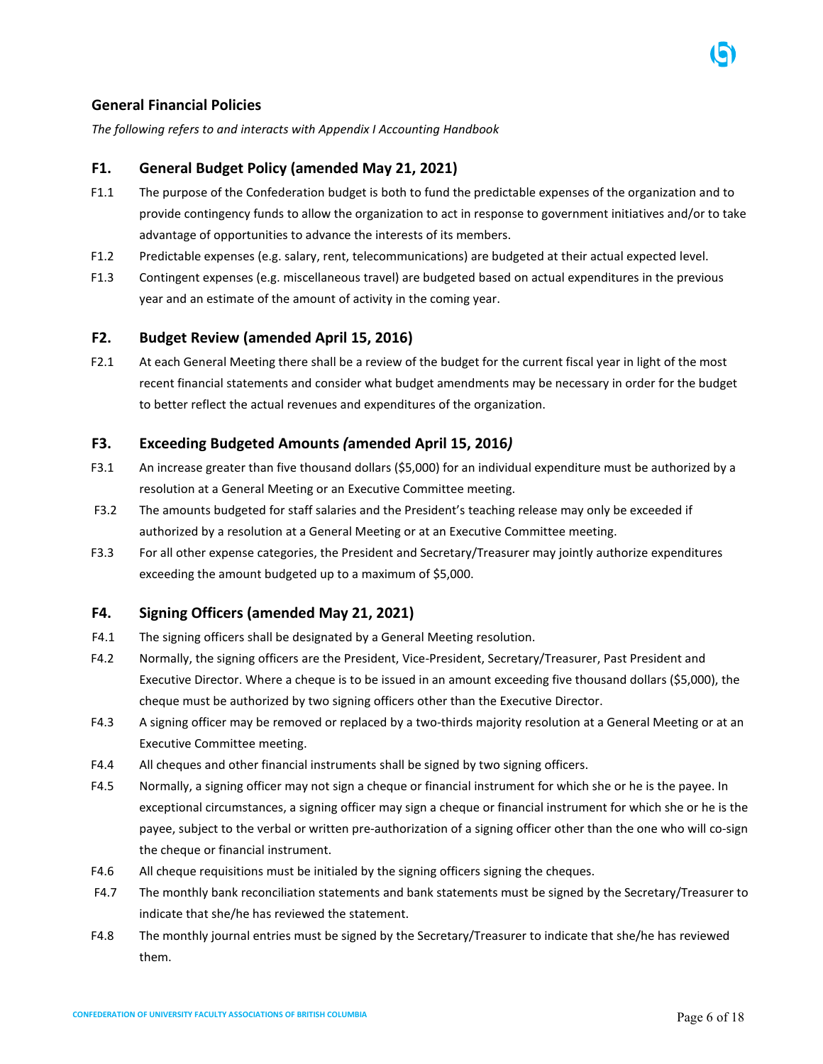## General Financial Policies

*The following refers to and interacts with Appendix I Accounting Handbook*

### F1. General Budget Policy (amended May 21, 2021)

F1.1 The purpose of the Confederation budget is both to fund the predictable expenses of the organization and to provide contingency funds to allow the organization to act in response to government initiatives and/or to take advantage of opportunities to advance the interests of its members.

F1.2 Predictable expenses (e.g. salary, rent, telecommunications) are budgeted at their actual expected level.

F1.3 Contingent expenses (e.g. miscellaneous travel) are budgeted based on actual expenditures in the previous year and an estimate of the amount of activity in the coming year.

### F2. Budget Review (amended April 15, 2016)

F2.1 At each General Meeting there shall be a review of the budget for the current fiscal year in light of the most recent financial statements and consider what budget amendments may be necessary in order for the budget to better reflect the actual revenues and expenditures of the organization.

### F3. Exceeding Budgeted Amounts *(*amended April 15, 2016*)*

F3.1 An increase greater than five thousand dollars ($5,000) for an individual expenditure must be authorized by a resolution at a General Meeting or an Executive Committee meeting.

F3.2 The amounts budgeted for staff salaries and the President's teaching release may only be exceeded if authorized by a resolution at a General Meeting or at an Executive Committee meeting.

F3.3 For all other expense categories, the President and Secretary/Treasurer may jointly authorize expenditures exceeding the amount budgeted up to a maximum of $5,000.

### F4. Signing Officers (amended May 21, 2021)

F4.1 The signing officers shall be designated by a General Meeting resolution.

F4.2 Normally, the signing officers are the President, Vice-President, Secretary/Treasurer, Past President and Executive Director. Where a cheque is to be issued in an amount exceeding five thousand dollars ($5,000), the cheque must be authorized by two signing officers other than the Executive Director.

F4.3 A signing officer may be removed or replaced by a two-thirds majority resolution at a General Meeting or at an Executive Committee meeting.

F4.4 All cheques and other financial instruments shall be signed by two signing officers.

F4.5 Normally, a signing officer may not sign a cheque or financial instrument for which she or he is the payee. In exceptional circumstances, a signing officer may sign a cheque or financial instrument for which she or he is the payee, subject to the verbal or written pre-authorization of a signing officer other than the one who will co-sign the cheque or financial instrument.

F4.6 All cheque requisitions must be initialed by the signing officers signing the cheques.

F4.7 The monthly bank reconciliation statements and bank statements must be signed by the Secretary/Treasurer to indicate that she/he has reviewed the statement.

F4.8 The monthly journal entries must be signed by the Secretary/Treasurer to indicate that she/he has reviewed them.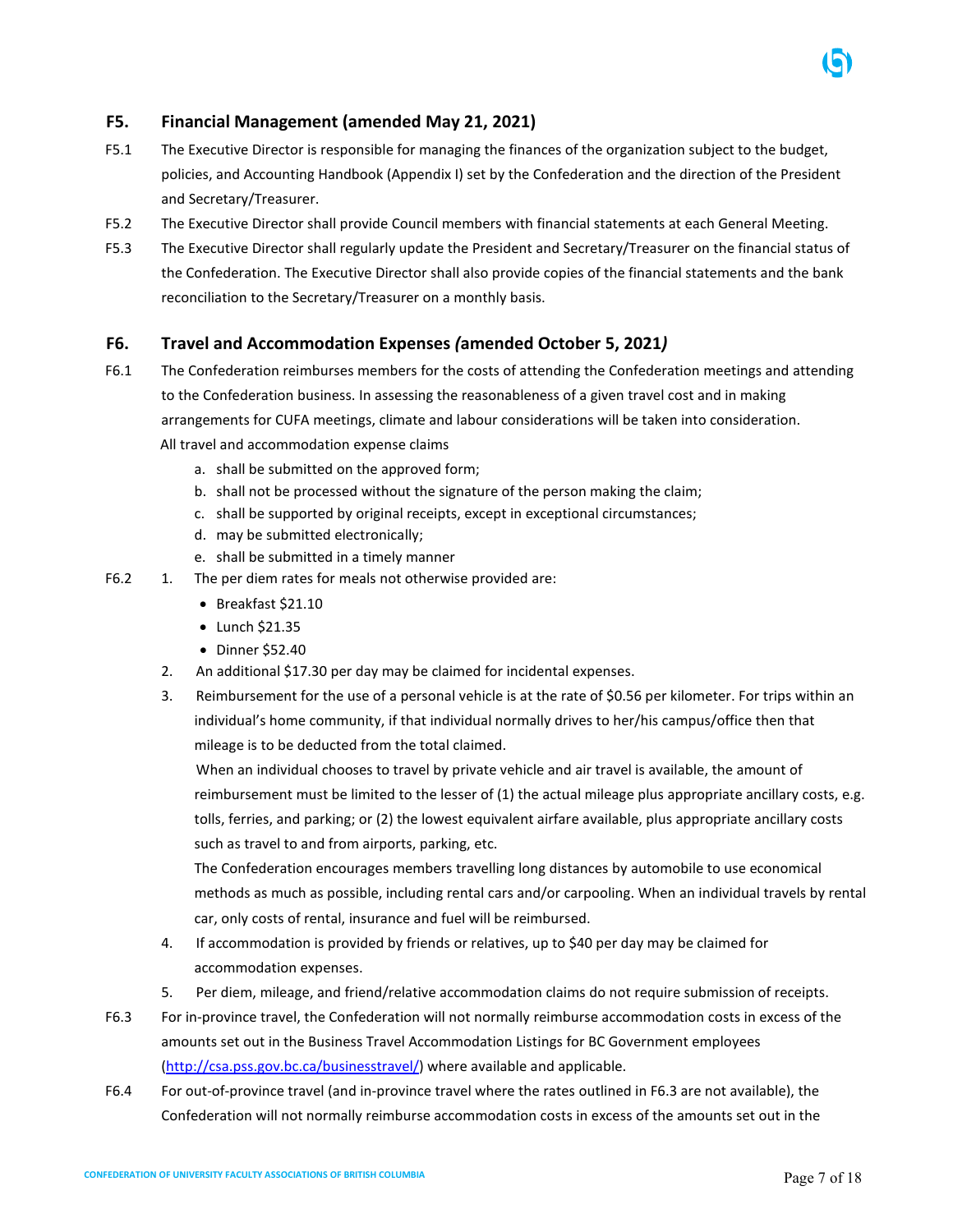## F5. Financial Management (amended May 21, 2021)

F5.1 The Executive Director is responsible for managing the finances of the organization subject to the budget, policies, and Accounting Handbook (Appendix I) set by the Confederation and the direction of the President and Secretary/Treasurer.

F5.2 The Executive Director shall provide Council members with financial statements at each General Meeting.

F5.3 The Executive Director shall regularly update the President and Secretary/Treasurer on the financial status of the Confederation. The Executive Director shall also provide copies of the financial statements and the bank reconciliation to the Secretary/Treasurer on a monthly basis.

## F6. Travel and Accommodation Expenses *(*amended October 5, 2021*)*

F6.1 The Confederation reimburses members for the costs of attending the Confederation meetings and attending to the Confederation business. In assessing the reasonableness of a given travel cost and in making arrangements for CUFA meetings, climate and labour considerations will be taken into consideration.

All travel and accommodation expense claims

a. shall be submitted on the approved form;
b. shall not be processed without the signature of the person making the claim;
c. shall be supported by original receipts, except in exceptional circumstances;
d. may be submitted electronically;
e. shall be submitted in a timely manner

F6.2

1. The per diem rates for meals not otherwise provided are:
   - Breakfast $21.10
   - Lunch $21.35
   - Dinner $52.40
2. An additional $17.30 per day may be claimed for incidental expenses.
3. Reimbursement for the use of a personal vehicle is at the rate of $0.56 per kilometer. For trips within an individual's home community, if that individual normally drives to her/his campus/office then that mileage is to be deducted from the total claimed.

   When an individual chooses to travel by private vehicle and air travel is available, the amount of reimbursement must be limited to the lesser of (1) the actual mileage plus appropriate ancillary costs, e.g. tolls, ferries, and parking; or (2) the lowest equivalent airfare available, plus appropriate ancillary costs such as travel to and from airports, parking, etc.

   The Confederation encourages members travelling long distances by automobile to use economical methods as much as possible, including rental cars and/or carpooling. When an individual travels by rental car, only costs of rental, insurance and fuel will be reimbursed.
4. If accommodation is provided by friends or relatives, up to $40 per day may be claimed for accommodation expenses.
5. Per diem, mileage, and friend/relative accommodation claims do not require submission of receipts.

F6.3 For in-province travel, the Confederation will not normally reimburse accommodation costs in excess of the amounts set out in the Business Travel Accommodation Listings for BC Government employees ([http://csa.pss.gov.bc.ca/businesstravel/](http://csa.pss.gov.bc.ca/businesstravel/)) where available and applicable.

F6.4 For out-of-province travel (and in-province travel where the rates outlined in F6.3 are not available), the Confederation will not normally reimburse accommodation costs in excess of the amounts set out in the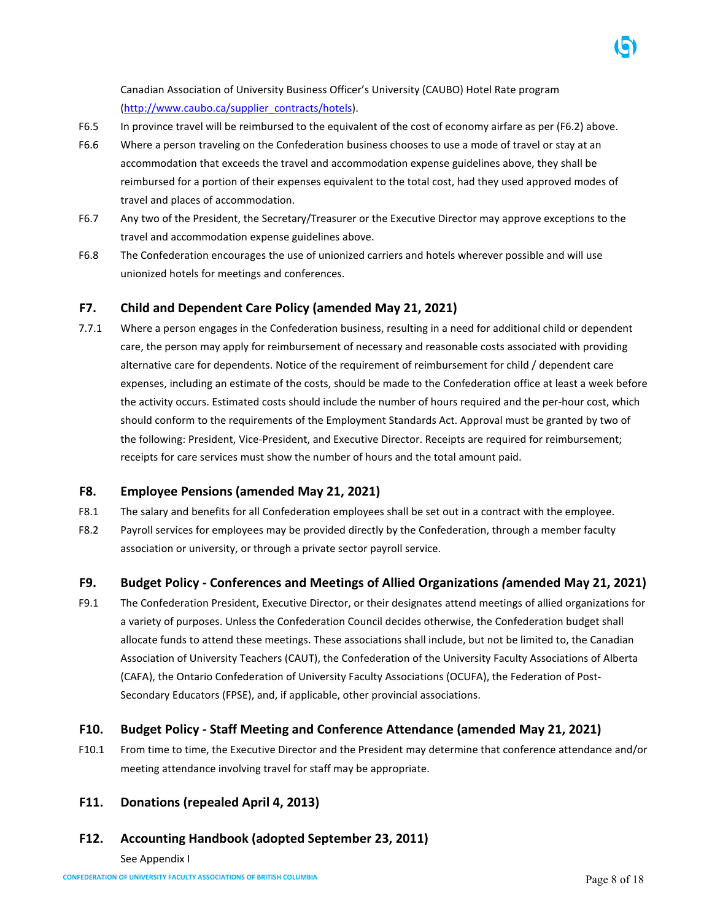Canadian Association of University Business Officer's University (CAUBO) Hotel Rate program (http://www.caubo.ca/supplier_contracts/hotels).

F6.5 In province travel will be reimbursed to the equivalent of the cost of economy airfare as per (F6.2) above.

F6.6 Where a person traveling on the Confederation business chooses to use a mode of travel or stay at an accommodation that exceeds the travel and accommodation expense guidelines above, they shall be reimbursed for a portion of their expenses equivalent to the total cost, had they used approved modes of travel and places of accommodation.

F6.7 Any two of the President, the Secretary/Treasurer or the Executive Director may approve exceptions to the travel and accommodation expense guidelines above.

F6.8 The Confederation encourages the use of unionized carriers and hotels wherever possible and will use unionized hotels for meetings and conferences.

## F7. Child and Dependent Care Policy (amended May 21, 2021)

7.7.1 Where a person engages in the Confederation business, resulting in a need for additional child or dependent care, the person may apply for reimbursement of necessary and reasonable costs associated with providing alternative care for dependents. Notice of the requirement of reimbursement for child / dependent care expenses, including an estimate of the costs, should be made to the Confederation office at least a week before the activity occurs. Estimated costs should include the number of hours required and the per-hour cost, which should conform to the requirements of the Employment Standards Act. Approval must be granted by two of the following: President, Vice-President, and Executive Director. Receipts are required for reimbursement; receipts for care services must show the number of hours and the total amount paid.

## F8. Employee Pensions (amended May 21, 2021)

F8.1 The salary and benefits for all Confederation employees shall be set out in a contract with the employee.

F8.2 Payroll services for employees may be provided directly by the Confederation, through a member faculty association or university, or through a private sector payroll service.

## F9. Budget Policy - Conferences and Meetings of Allied Organizations *(*amended May 21, 2021)

F9.1 The Confederation President, Executive Director, or their designates attend meetings of allied organizations for a variety of purposes. Unless the Confederation Council decides otherwise, the Confederation budget shall allocate funds to attend these meetings. These associations shall include, but not be limited to, the Canadian Association of University Teachers (CAUT), the Confederation of the University Faculty Associations of Alberta (CAFA), the Ontario Confederation of University Faculty Associations (OCUFA), the Federation of Post-Secondary Educators (FPSE), and, if applicable, other provincial associations.

## F10. Budget Policy - Staff Meeting and Conference Attendance (amended May 21, 2021)

F10.1 From time to time, the Executive Director and the President may determine that conference attendance and/or meeting attendance involving travel for staff may be appropriate.

## F11. Donations (repealed April 4, 2013)

## F12. Accounting Handbook (adopted September 23, 2011)

See Appendix I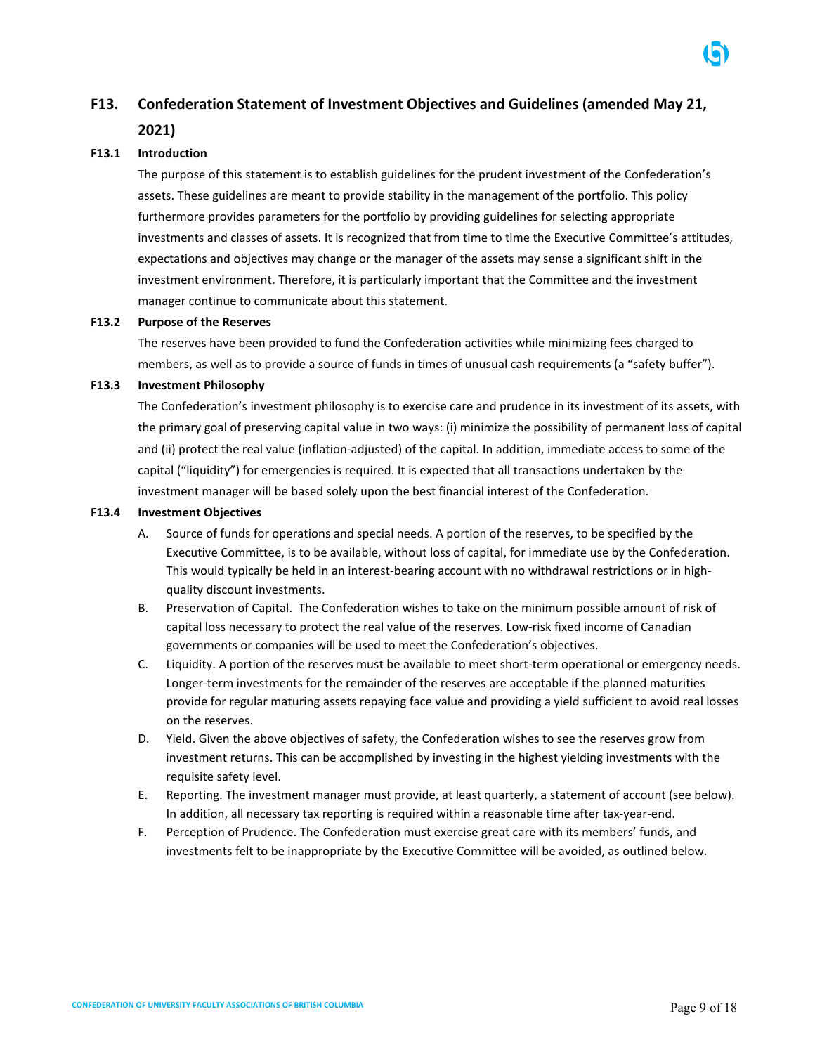## F13. Confederation Statement of Investment Objectives and Guidelines (amended May 21, 2021)

### F13.1 Introduction

The purpose of this statement is to establish guidelines for the prudent investment of the Confederation's assets. These guidelines are meant to provide stability in the management of the portfolio. This policy furthermore provides parameters for the portfolio by providing guidelines for selecting appropriate investments and classes of assets. It is recognized that from time to time the Executive Committee's attitudes, expectations and objectives may change or the manager of the assets may sense a significant shift in the investment environment. Therefore, it is particularly important that the Committee and the investment manager continue to communicate about this statement.

### F13.2 Purpose of the Reserves

The reserves have been provided to fund the Confederation activities while minimizing fees charged to members, as well as to provide a source of funds in times of unusual cash requirements (a "safety buffer").

### F13.3 Investment Philosophy

The Confederation's investment philosophy is to exercise care and prudence in its investment of its assets, with the primary goal of preserving capital value in two ways: (i) minimize the possibility of permanent loss of capital and (ii) protect the real value (inflation-adjusted) of the capital. In addition, immediate access to some of the capital ("liquidity") for emergencies is required. It is expected that all transactions undertaken by the investment manager will be based solely upon the best financial interest of the Confederation.

### F13.4 Investment Objectives

A. Source of funds for operations and special needs. A portion of the reserves, to be specified by the Executive Committee, is to be available, without loss of capital, for immediate use by the Confederation. This would typically be held in an interest-bearing account with no withdrawal restrictions or in high-quality discount investments.

B. Preservation of Capital. The Confederation wishes to take on the minimum possible amount of risk of capital loss necessary to protect the real value of the reserves. Low-risk fixed income of Canadian governments or companies will be used to meet the Confederation's objectives.

C. Liquidity. A portion of the reserves must be available to meet short-term operational or emergency needs. Longer-term investments for the remainder of the reserves are acceptable if the planned maturities provide for regular maturing assets repaying face value and providing a yield sufficient to avoid real losses on the reserves.

D. Yield. Given the above objectives of safety, the Confederation wishes to see the reserves grow from investment returns. This can be accomplished by investing in the highest yielding investments with the requisite safety level.

E. Reporting. The investment manager must provide, at least quarterly, a statement of account (see below). In addition, all necessary tax reporting is required within a reasonable time after tax-year-end.

F. Perception of Prudence. The Confederation must exercise great care with its members' funds, and investments felt to be inappropriate by the Executive Committee will be avoided, as outlined below.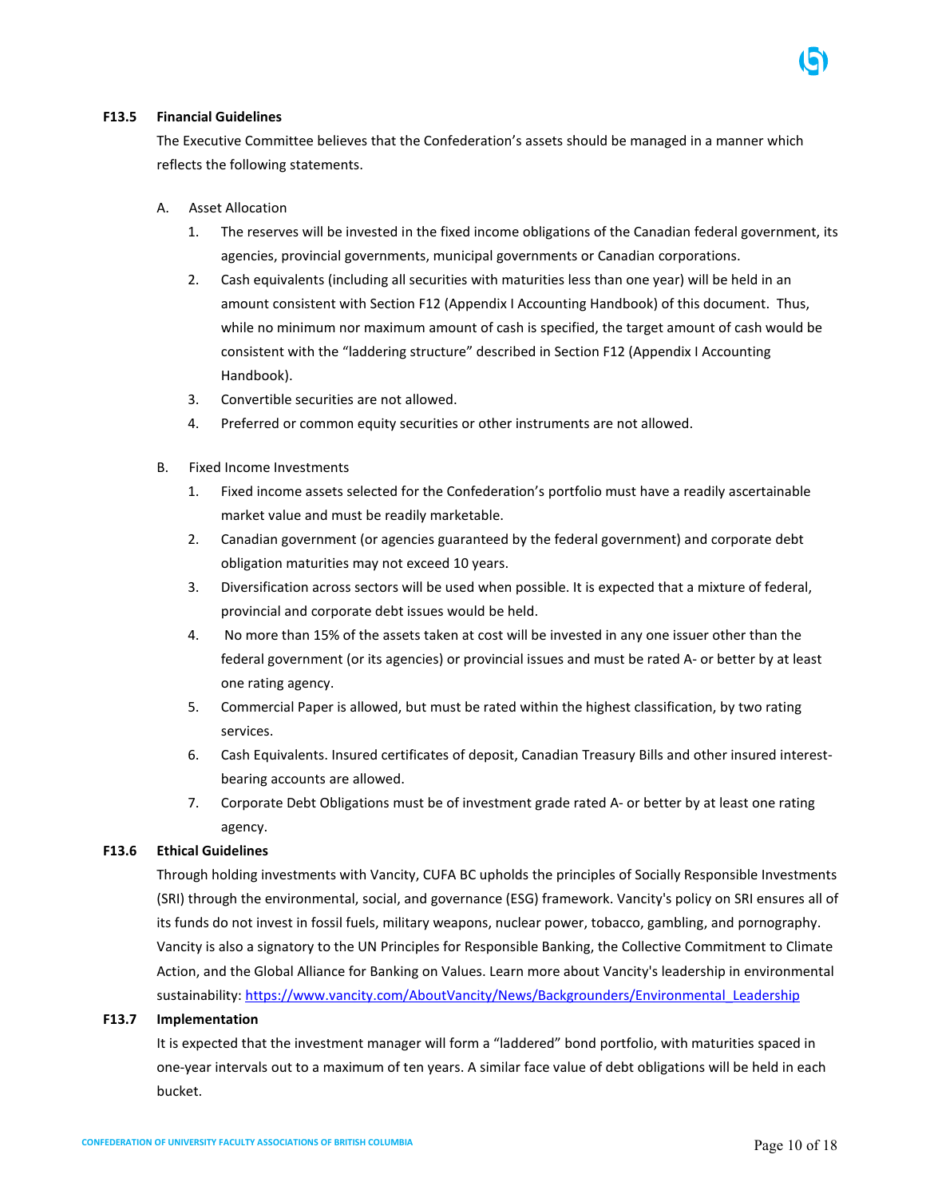**F13.5 Financial Guidelines**

The Executive Committee believes that the Confederation's assets should be managed in a manner which reflects the following statements.

A. Asset Allocation

1. The reserves will be invested in the fixed income obligations of the Canadian federal government, its agencies, provincial governments, municipal governments or Canadian corporations.
2. Cash equivalents (including all securities with maturities less than one year) will be held in an amount consistent with Section F12 (Appendix I Accounting Handbook) of this document. Thus, while no minimum nor maximum amount of cash is specified, the target amount of cash would be consistent with the "laddering structure" described in Section F12 (Appendix I Accounting Handbook).
3. Convertible securities are not allowed.
4. Preferred or common equity securities or other instruments are not allowed.

B. Fixed Income Investments

1. Fixed income assets selected for the Confederation's portfolio must have a readily ascertainable market value and must be readily marketable.
2. Canadian government (or agencies guaranteed by the federal government) and corporate debt obligation maturities may not exceed 10 years.
3. Diversification across sectors will be used when possible. It is expected that a mixture of federal, provincial and corporate debt issues would be held.
4. No more than 15% of the assets taken at cost will be invested in any one issuer other than the federal government (or its agencies) or provincial issues and must be rated A- or better by at least one rating agency.
5. Commercial Paper is allowed, but must be rated within the highest classification, by two rating services.
6. Cash Equivalents. Insured certificates of deposit, Canadian Treasury Bills and other insured interest-bearing accounts are allowed.
7. Corporate Debt Obligations must be of investment grade rated A- or better by at least one rating agency.

**F13.6 Ethical Guidelines**

Through holding investments with Vancity, CUFA BC upholds the principles of Socially Responsible Investments (SRI) through the environmental, social, and governance (ESG) framework. Vancity's policy on SRI ensures all of its funds do not invest in fossil fuels, military weapons, nuclear power, tobacco, gambling, and pornography. Vancity is also a signatory to the UN Principles for Responsible Banking, the Collective Commitment to Climate Action, and the Global Alliance for Banking on Values. Learn more about Vancity's leadership in environmental sustainability: https://www.vancity.com/AboutVancity/News/Backgrounders/Environmental_Leadership

**F13.7 Implementation**

It is expected that the investment manager will form a "laddered" bond portfolio, with maturities spaced in one-year intervals out to a maximum of ten years. A similar face value of debt obligations will be held in each bucket.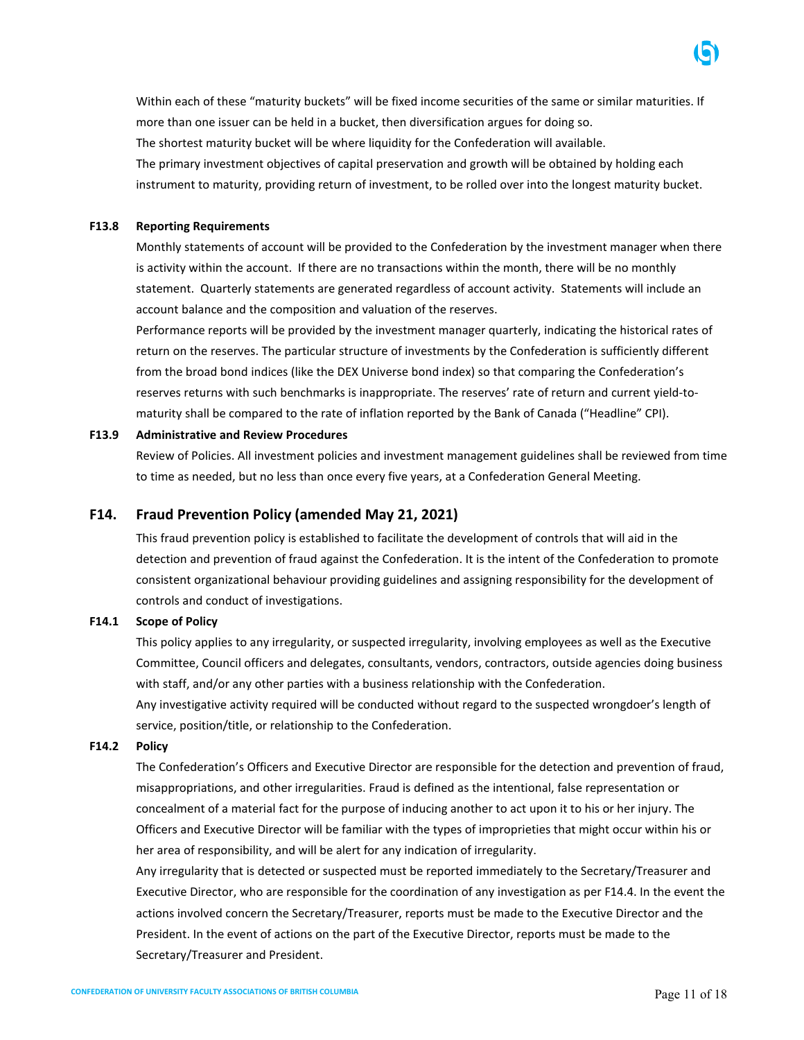Within each of these "maturity buckets" will be fixed income securities of the same or similar maturities. If more than one issuer can be held in a bucket, then diversification argues for doing so.

The shortest maturity bucket will be where liquidity for the Confederation will available.

The primary investment objectives of capital preservation and growth will be obtained by holding each instrument to maturity, providing return of investment, to be rolled over into the longest maturity bucket.

### F13.8 Reporting Requirements

Monthly statements of account will be provided to the Confederation by the investment manager when there is activity within the account. If there are no transactions within the month, there will be no monthly statement. Quarterly statements are generated regardless of account activity. Statements will include an account balance and the composition and valuation of the reserves.

Performance reports will be provided by the investment manager quarterly, indicating the historical rates of return on the reserves. The particular structure of investments by the Confederation is sufficiently different from the broad bond indices (like the DEX Universe bond index) so that comparing the Confederation's reserves returns with such benchmarks is inappropriate. The reserves' rate of return and current yield-to-maturity shall be compared to the rate of inflation reported by the Bank of Canada ("Headline" CPI).

### F13.9 Administrative and Review Procedures

Review of Policies. All investment policies and investment management guidelines shall be reviewed from time to time as needed, but no less than once every five years, at a Confederation General Meeting.

## F14. Fraud Prevention Policy (amended May 21, 2021)

This fraud prevention policy is established to facilitate the development of controls that will aid in the detection and prevention of fraud against the Confederation. It is the intent of the Confederation to promote consistent organizational behaviour providing guidelines and assigning responsibility for the development of controls and conduct of investigations.

### F14.1 Scope of Policy

This policy applies to any irregularity, or suspected irregularity, involving employees as well as the Executive Committee, Council officers and delegates, consultants, vendors, contractors, outside agencies doing business with staff, and/or any other parties with a business relationship with the Confederation.

Any investigative activity required will be conducted without regard to the suspected wrongdoer's length of service, position/title, or relationship to the Confederation.

### F14.2 Policy

The Confederation's Officers and Executive Director are responsible for the detection and prevention of fraud, misappropriations, and other irregularities. Fraud is defined as the intentional, false representation or concealment of a material fact for the purpose of inducing another to act upon it to his or her injury. The Officers and Executive Director will be familiar with the types of improprieties that might occur within his or her area of responsibility, and will be alert for any indication of irregularity.

Any irregularity that is detected or suspected must be reported immediately to the Secretary/Treasurer and Executive Director, who are responsible for the coordination of any investigation as per F14.4. In the event the actions involved concern the Secretary/Treasurer, reports must be made to the Executive Director and the President. In the event of actions on the part of the Executive Director, reports must be made to the Secretary/Treasurer and President.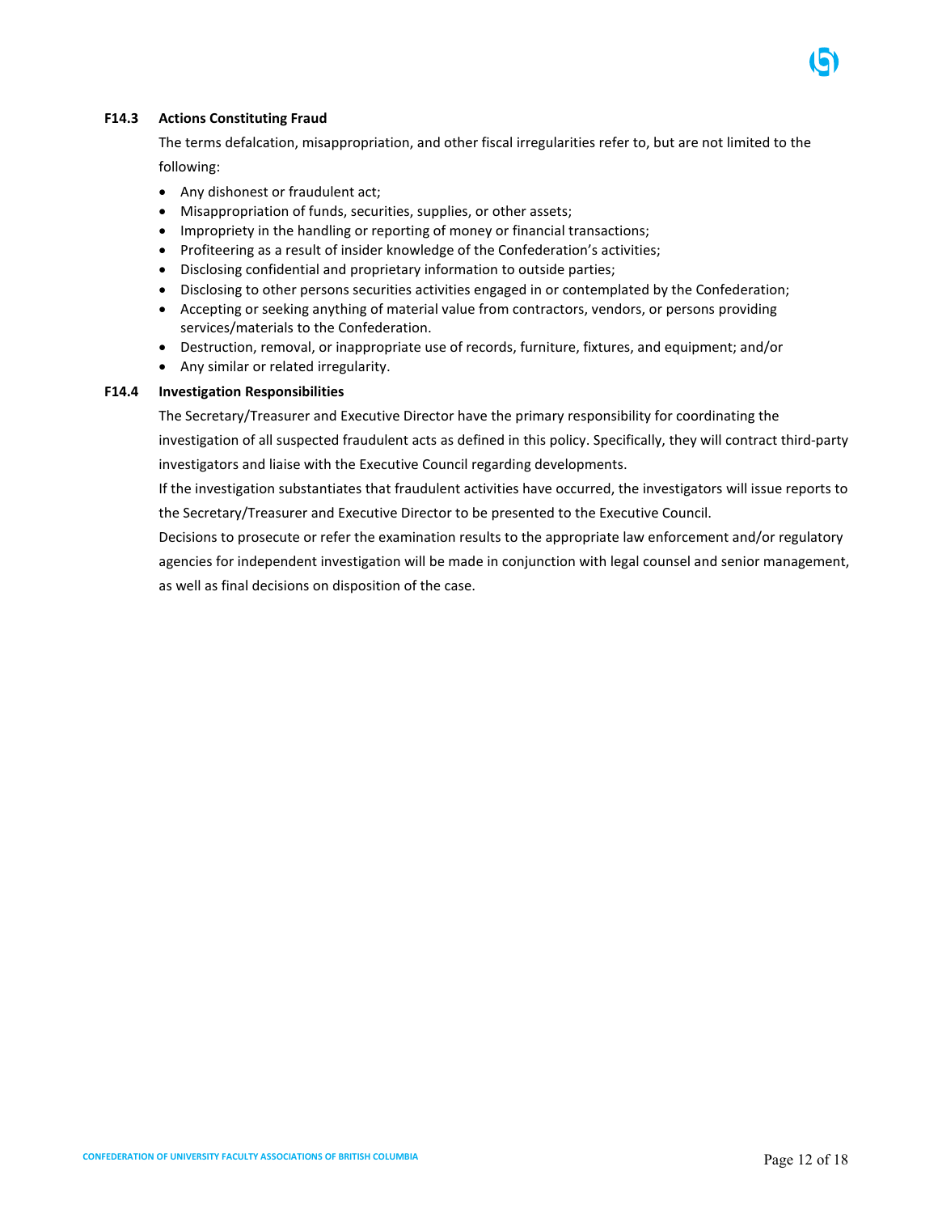### F14.3 Actions Constituting Fraud

The terms defalcation, misappropriation, and other fiscal irregularities refer to, but are not limited to the following:

- Any dishonest or fraudulent act;
- Misappropriation of funds, securities, supplies, or other assets;
- Impropriety in the handling or reporting of money or financial transactions;
- Profiteering as a result of insider knowledge of the Confederation's activities;
- Disclosing confidential and proprietary information to outside parties;
- Disclosing to other persons securities activities engaged in or contemplated by the Confederation;
- Accepting or seeking anything of material value from contractors, vendors, or persons providing services/materials to the Confederation.
- Destruction, removal, or inappropriate use of records, furniture, fixtures, and equipment; and/or
- Any similar or related irregularity.

### F14.4 Investigation Responsibilities

The Secretary/Treasurer and Executive Director have the primary responsibility for coordinating the investigation of all suspected fraudulent acts as defined in this policy. Specifically, they will contract third-party investigators and liaise with the Executive Council regarding developments.

If the investigation substantiates that fraudulent activities have occurred, the investigators will issue reports to the Secretary/Treasurer and Executive Director to be presented to the Executive Council.

Decisions to prosecute or refer the examination results to the appropriate law enforcement and/or regulatory agencies for independent investigation will be made in conjunction with legal counsel and senior management, as well as final decisions on disposition of the case.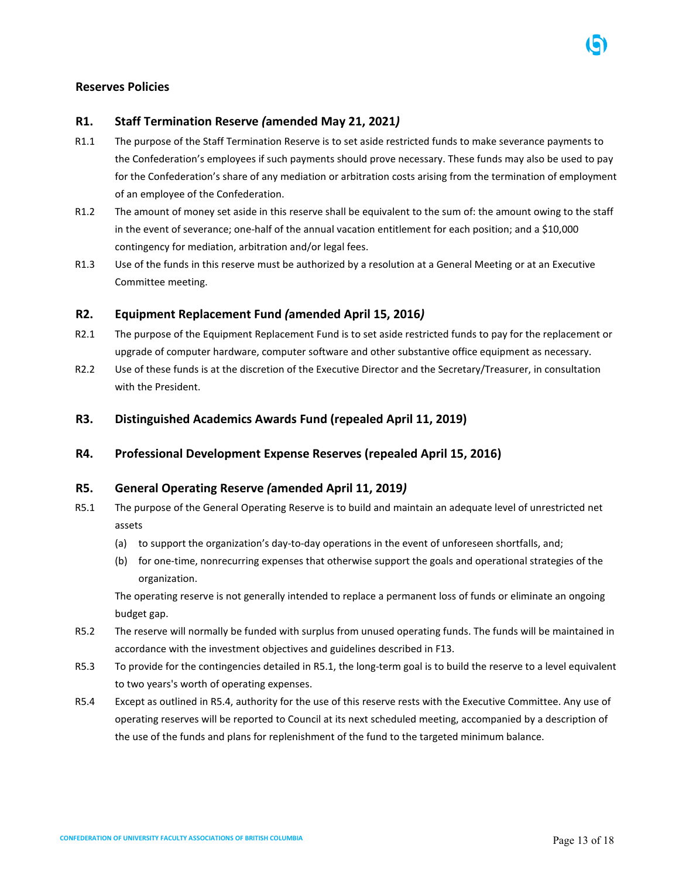## Reserves Policies

### R1. Staff Termination Reserve *(amended May 21, 2021)*

R1.1 The purpose of the Staff Termination Reserve is to set aside restricted funds to make severance payments to the Confederation's employees if such payments should prove necessary. These funds may also be used to pay for the Confederation's share of any mediation or arbitration costs arising from the termination of employment of an employee of the Confederation.

R1.2 The amount of money set aside in this reserve shall be equivalent to the sum of: the amount owing to the staff in the event of severance; one-half of the annual vacation entitlement for each position; and a $10,000 contingency for mediation, arbitration and/or legal fees.

R1.3 Use of the funds in this reserve must be authorized by a resolution at a General Meeting or at an Executive Committee meeting.

### R2. Equipment Replacement Fund *(amended April 15, 2016)*

R2.1 The purpose of the Equipment Replacement Fund is to set aside restricted funds to pay for the replacement or upgrade of computer hardware, computer software and other substantive office equipment as necessary.

R2.2 Use of these funds is at the discretion of the Executive Director and the Secretary/Treasurer, in consultation with the President.

### R3. Distinguished Academics Awards Fund (repealed April 11, 2019)

### R4. Professional Development Expense Reserves (repealed April 15, 2016)

### R5. General Operating Reserve *(amended April 11, 2019)*

R5.1 The purpose of the General Operating Reserve is to build and maintain an adequate level of unrestricted net assets

(a) to support the organization's day-to-day operations in the event of unforeseen shortfalls, and;

(b) for one-time, nonrecurring expenses that otherwise support the goals and operational strategies of the organization.

The operating reserve is not generally intended to replace a permanent loss of funds or eliminate an ongoing budget gap.

R5.2 The reserve will normally be funded with surplus from unused operating funds. The funds will be maintained in accordance with the investment objectives and guidelines described in F13.

R5.3 To provide for the contingencies detailed in R5.1, the long-term goal is to build the reserve to a level equivalent to two years's worth of operating expenses.

R5.4 Except as outlined in R5.4, authority for the use of this reserve rests with the Executive Committee. Any use of operating reserves will be reported to Council at its next scheduled meeting, accompanied by a description of the use of the funds and plans for replenishment of the fund to the targeted minimum balance.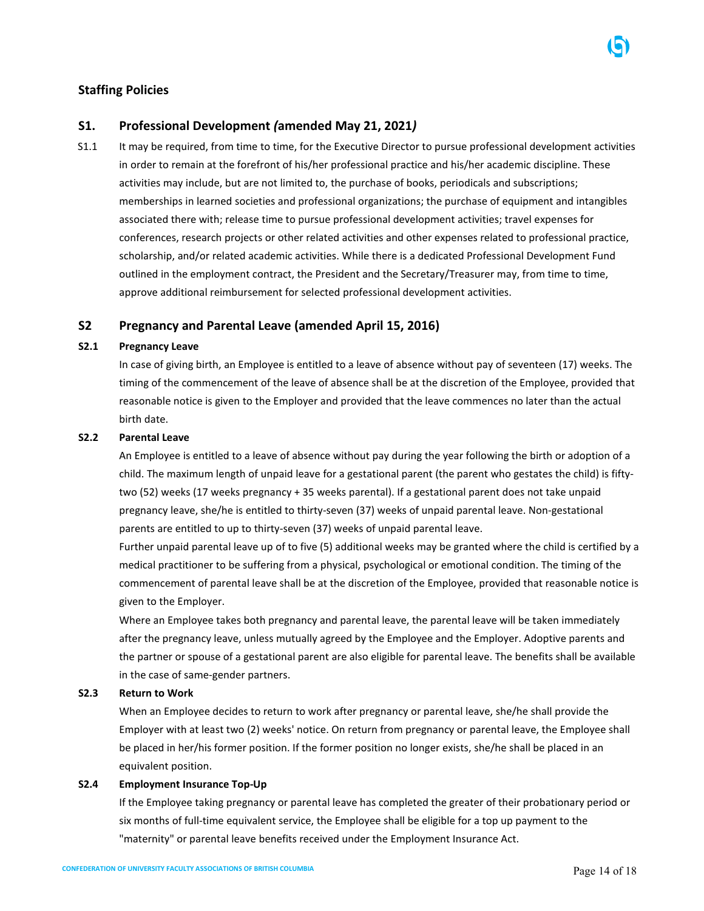## Staffing Policies

### S1. Professional Development *(*amended May 21, 2021*)*

S1.1 It may be required, from time to time, for the Executive Director to pursue professional development activities in order to remain at the forefront of his/her professional practice and his/her academic discipline. These activities may include, but are not limited to, the purchase of books, periodicals and subscriptions; memberships in learned societies and professional organizations; the purchase of equipment and intangibles associated there with; release time to pursue professional development activities; travel expenses for conferences, research projects or other related activities and other expenses related to professional practice, scholarship, and/or related academic activities. While there is a dedicated Professional Development Fund outlined in the employment contract, the President and the Secretary/Treasurer may, from time to time, approve additional reimbursement for selected professional development activities.

### S2 Pregnancy and Parental Leave (amended April 15, 2016)

**S2.1 Pregnancy Leave**

In case of giving birth, an Employee is entitled to a leave of absence without pay of seventeen (17) weeks. The timing of the commencement of the leave of absence shall be at the discretion of the Employee, provided that reasonable notice is given to the Employer and provided that the leave commences no later than the actual birth date.

**S2.2 Parental Leave**

An Employee is entitled to a leave of absence without pay during the year following the birth or adoption of a child. The maximum length of unpaid leave for a gestational parent (the parent who gestates the child) is fifty-two (52) weeks (17 weeks pregnancy + 35 weeks parental). If a gestational parent does not take unpaid pregnancy leave, she/he is entitled to thirty-seven (37) weeks of unpaid parental leave. Non-gestational parents are entitled to up to thirty-seven (37) weeks of unpaid parental leave.

Further unpaid parental leave up of to five (5) additional weeks may be granted where the child is certified by a medical practitioner to be suffering from a physical, psychological or emotional condition. The timing of the commencement of parental leave shall be at the discretion of the Employee, provided that reasonable notice is given to the Employer.

Where an Employee takes both pregnancy and parental leave, the parental leave will be taken immediately after the pregnancy leave, unless mutually agreed by the Employee and the Employer. Adoptive parents and the partner or spouse of a gestational parent are also eligible for parental leave. The benefits shall be available in the case of same-gender partners.

**S2.3 Return to Work**

When an Employee decides to return to work after pregnancy or parental leave, she/he shall provide the Employer with at least two (2) weeks' notice. On return from pregnancy or parental leave, the Employee shall be placed in her/his former position. If the former position no longer exists, she/he shall be placed in an equivalent position.

**S2.4 Employment Insurance Top-Up**

If the Employee taking pregnancy or parental leave has completed the greater of their probationary period or six months of full-time equivalent service, the Employee shall be eligible for a top up payment to the "maternity" or parental leave benefits received under the Employment Insurance Act.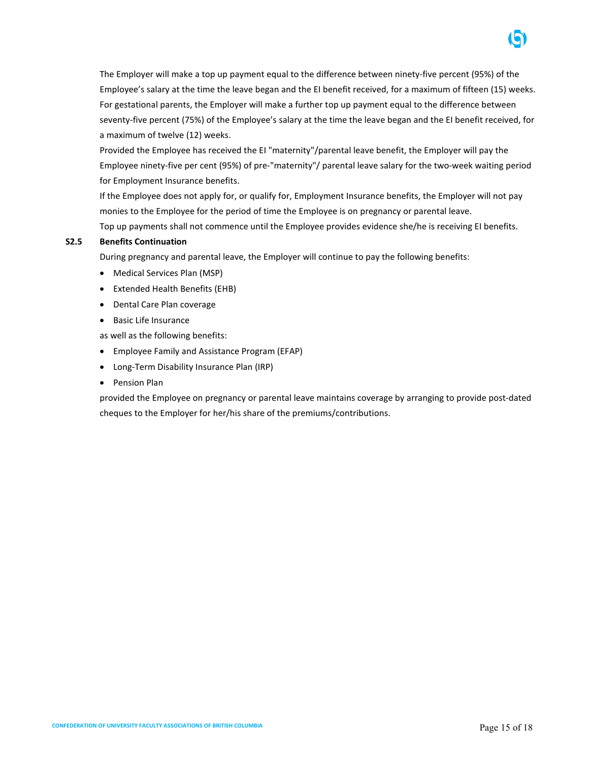The Employer will make a top up payment equal to the difference between ninety-five percent (95%) of the Employee's salary at the time the leave began and the EI benefit received, for a maximum of fifteen (15) weeks. For gestational parents, the Employer will make a further top up payment equal to the difference between seventy-five percent (75%) of the Employee's salary at the time the leave began and the EI benefit received, for a maximum of twelve (12) weeks.

Provided the Employee has received the EI "maternity"/parental leave benefit, the Employer will pay the Employee ninety-five per cent (95%) of pre-"maternity"/ parental leave salary for the two-week waiting period for Employment Insurance benefits.

If the Employee does not apply for, or qualify for, Employment Insurance benefits, the Employer will not pay monies to the Employee for the period of time the Employee is on pregnancy or parental leave.

Top up payments shall not commence until the Employee provides evidence she/he is receiving EI benefits.

**S2.5 Benefits Continuation**

During pregnancy and parental leave, the Employer will continue to pay the following benefits:

- Medical Services Plan (MSP)
- Extended Health Benefits (EHB)
- Dental Care Plan coverage
- Basic Life Insurance

as well as the following benefits:

- Employee Family and Assistance Program (EFAP)
- Long-Term Disability Insurance Plan (IRP)
- Pension Plan

provided the Employee on pregnancy or parental leave maintains coverage by arranging to provide post-dated cheques to the Employer for her/his share of the premiums/contributions.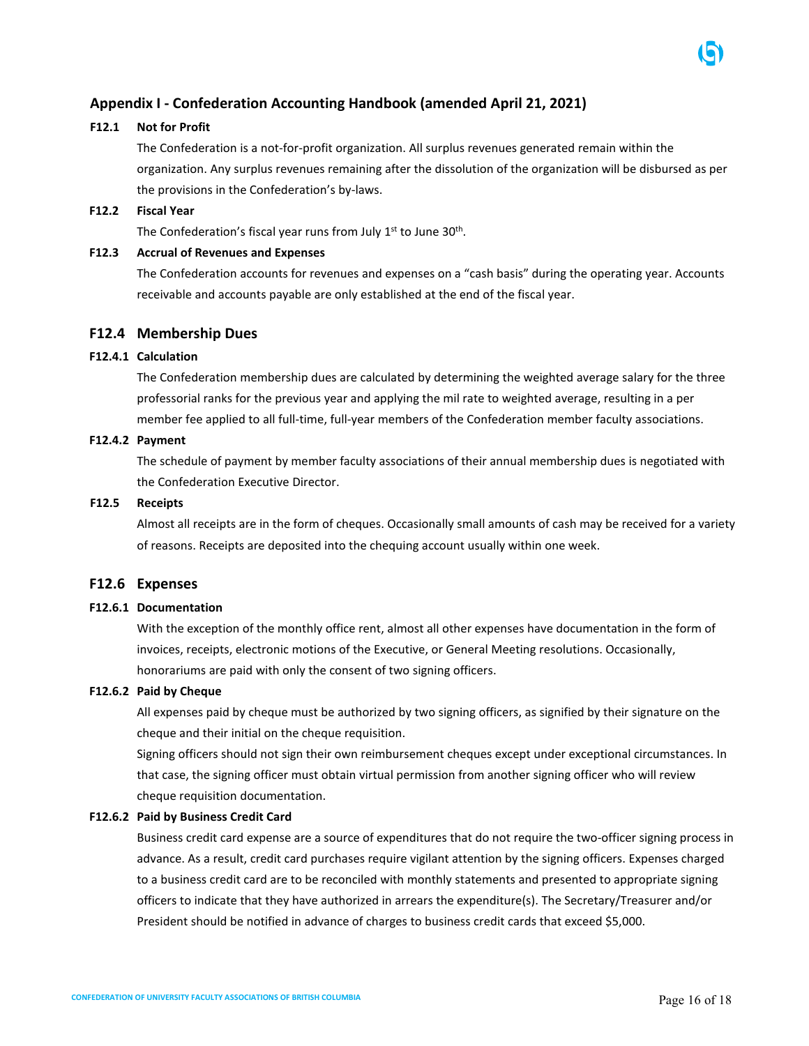## Appendix I - Confederation Accounting Handbook (amended April 21, 2021)

**F12.1 Not for Profit**

The Confederation is a not-for-profit organization. All surplus revenues generated remain within the organization. Any surplus revenues remaining after the dissolution of the organization will be disbursed as per the provisions in the Confederation's by-laws.

**F12.2 Fiscal Year**

The Confederation's fiscal year runs from July 1st to June 30th.

**F12.3 Accrual of Revenues and Expenses**

The Confederation accounts for revenues and expenses on a "cash basis" during the operating year. Accounts receivable and accounts payable are only established at the end of the fiscal year.

### F12.4 Membership Dues

**F12.4.1 Calculation**

The Confederation membership dues are calculated by determining the weighted average salary for the three professorial ranks for the previous year and applying the mil rate to weighted average, resulting in a per member fee applied to all full-time, full-year members of the Confederation member faculty associations.

**F12.4.2 Payment**

The schedule of payment by member faculty associations of their annual membership dues is negotiated with the Confederation Executive Director.

**F12.5 Receipts**

Almost all receipts are in the form of cheques. Occasionally small amounts of cash may be received for a variety of reasons. Receipts are deposited into the chequing account usually within one week.

### F12.6 Expenses

**F12.6.1 Documentation**

With the exception of the monthly office rent, almost all other expenses have documentation in the form of invoices, receipts, electronic motions of the Executive, or General Meeting resolutions. Occasionally, honorariums are paid with only the consent of two signing officers.

**F12.6.2 Paid by Cheque**

All expenses paid by cheque must be authorized by two signing officers, as signified by their signature on the cheque and their initial on the cheque requisition.

Signing officers should not sign their own reimbursement cheques except under exceptional circumstances. In that case, the signing officer must obtain virtual permission from another signing officer who will review cheque requisition documentation.

**F12.6.2 Paid by Business Credit Card**

Business credit card expense are a source of expenditures that do not require the two-officer signing process in advance. As a result, credit card purchases require vigilant attention by the signing officers. Expenses charged to a business credit card are to be reconciled with monthly statements and presented to appropriate signing officers to indicate that they have authorized in arrears the expenditure(s). The Secretary/Treasurer and/or President should be notified in advance of charges to business credit cards that exceed $5,000.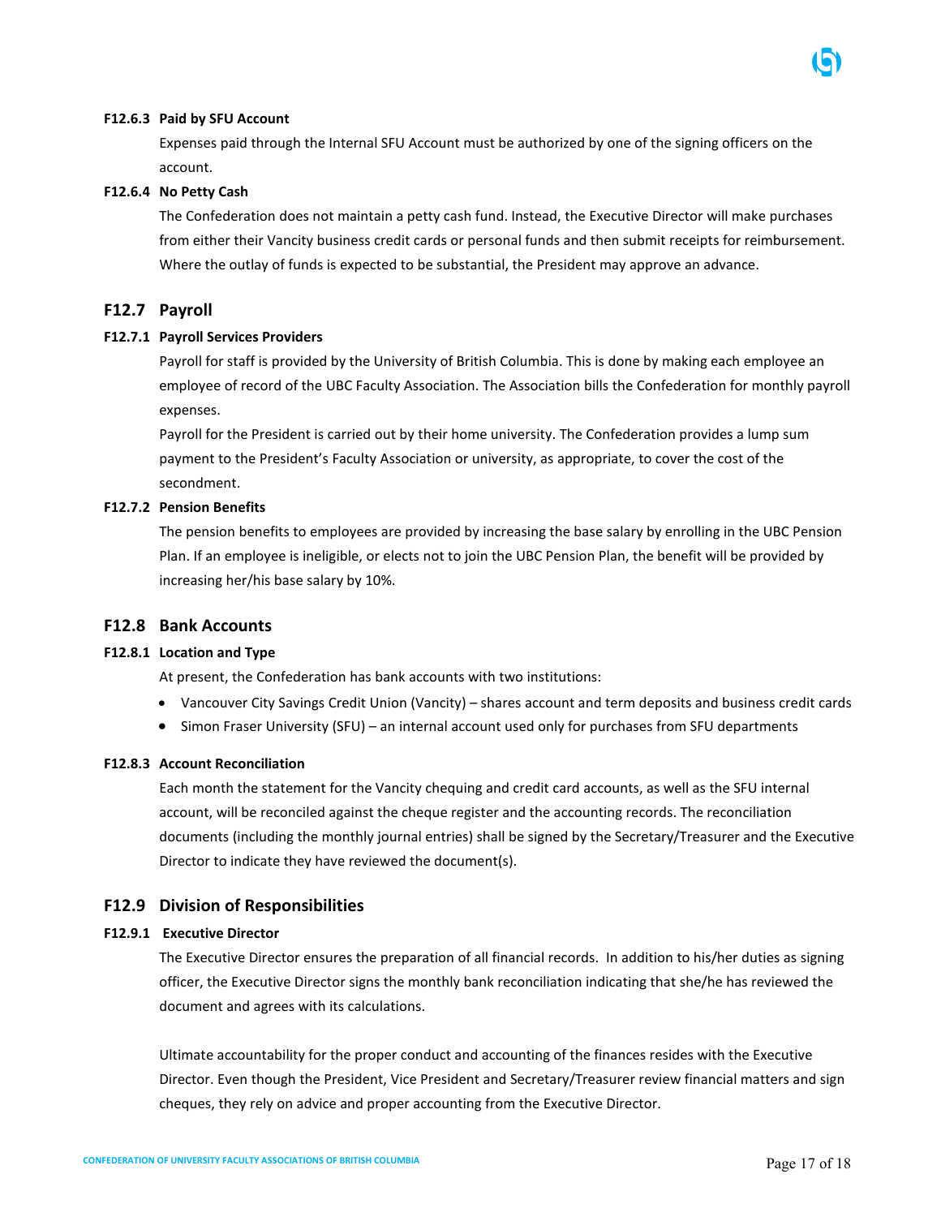#### F12.6.3 Paid by SFU Account

Expenses paid through the Internal SFU Account must be authorized by one of the signing officers on the account.

#### F12.6.4 No Petty Cash

The Confederation does not maintain a petty cash fund. Instead, the Executive Director will make purchases from either their Vancity business credit cards or personal funds and then submit receipts for reimbursement. Where the outlay of funds is expected to be substantial, the President may approve an advance.

### F12.7 Payroll

#### F12.7.1 Payroll Services Providers

Payroll for staff is provided by the University of British Columbia. This is done by making each employee an employee of record of the UBC Faculty Association. The Association bills the Confederation for monthly payroll expenses.

Payroll for the President is carried out by their home university. The Confederation provides a lump sum payment to the President's Faculty Association or university, as appropriate, to cover the cost of the secondment.

#### F12.7.2 Pension Benefits

The pension benefits to employees are provided by increasing the base salary by enrolling in the UBC Pension Plan. If an employee is ineligible, or elects not to join the UBC Pension Plan, the benefit will be provided by increasing her/his base salary by 10%.

### F12.8 Bank Accounts

#### F12.8.1 Location and Type

At present, the Confederation has bank accounts with two institutions:

- Vancouver City Savings Credit Union (Vancity) – shares account and term deposits and business credit cards
- Simon Fraser University (SFU) – an internal account used only for purchases from SFU departments

#### F12.8.3 Account Reconciliation

Each month the statement for the Vancity chequing and credit card accounts, as well as the SFU internal account, will be reconciled against the cheque register and the accounting records. The reconciliation documents (including the monthly journal entries) shall be signed by the Secretary/Treasurer and the Executive Director to indicate they have reviewed the document(s).

### F12.9 Division of Responsibilities

#### F12.9.1 Executive Director

The Executive Director ensures the preparation of all financial records. In addition to his/her duties as signing officer, the Executive Director signs the monthly bank reconciliation indicating that she/he has reviewed the document and agrees with its calculations.

Ultimate accountability for the proper conduct and accounting of the finances resides with the Executive Director. Even though the President, Vice President and Secretary/Treasurer review financial matters and sign cheques, they rely on advice and proper accounting from the Executive Director.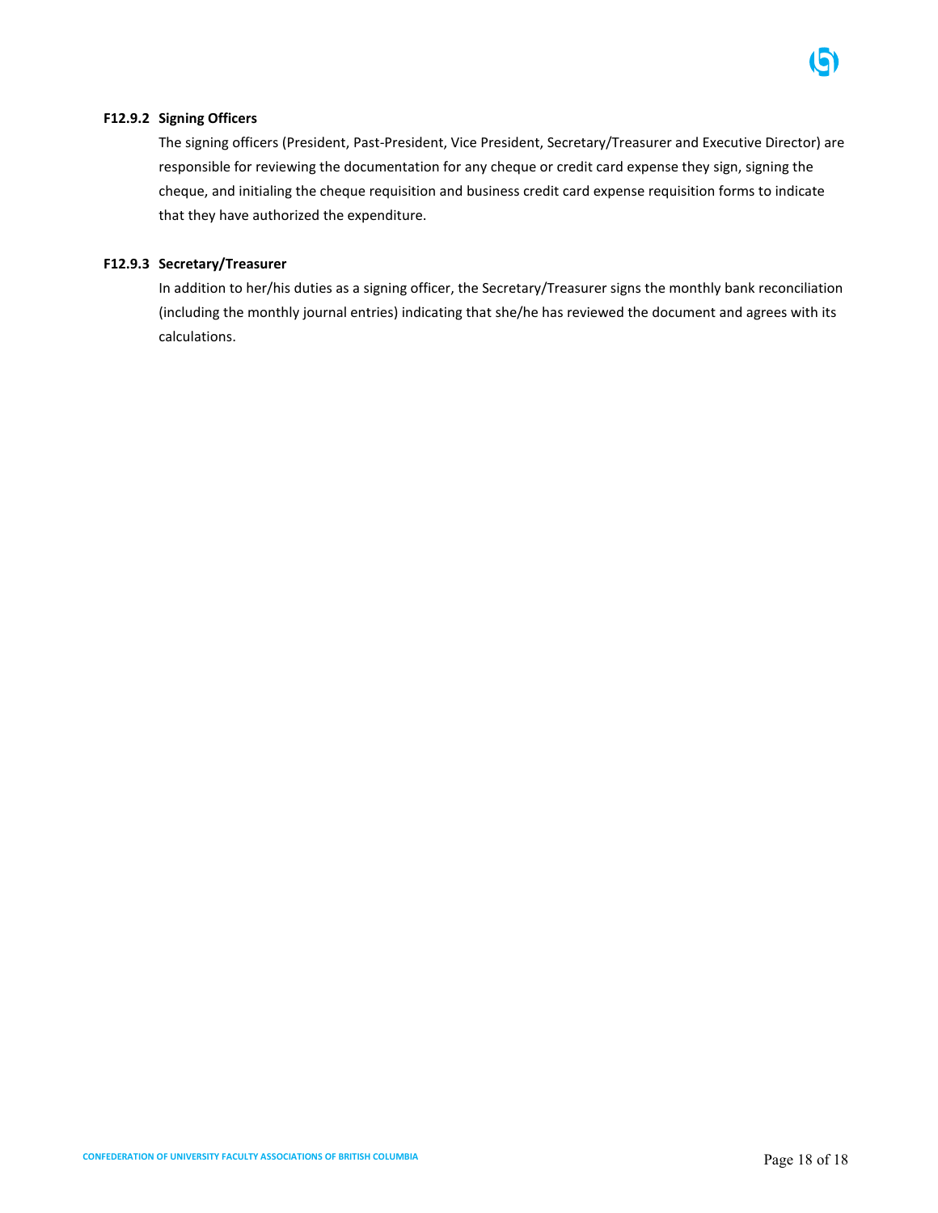#### F12.9.2 Signing Officers

The signing officers (President, Past-President, Vice President, Secretary/Treasurer and Executive Director) are responsible for reviewing the documentation for any cheque or credit card expense they sign, signing the cheque, and initialing the cheque requisition and business credit card expense requisition forms to indicate that they have authorized the expenditure.

#### F12.9.3 Secretary/Treasurer

In addition to her/his duties as a signing officer, the Secretary/Treasurer signs the monthly bank reconciliation (including the monthly journal entries) indicating that she/he has reviewed the document and agrees with its calculations.